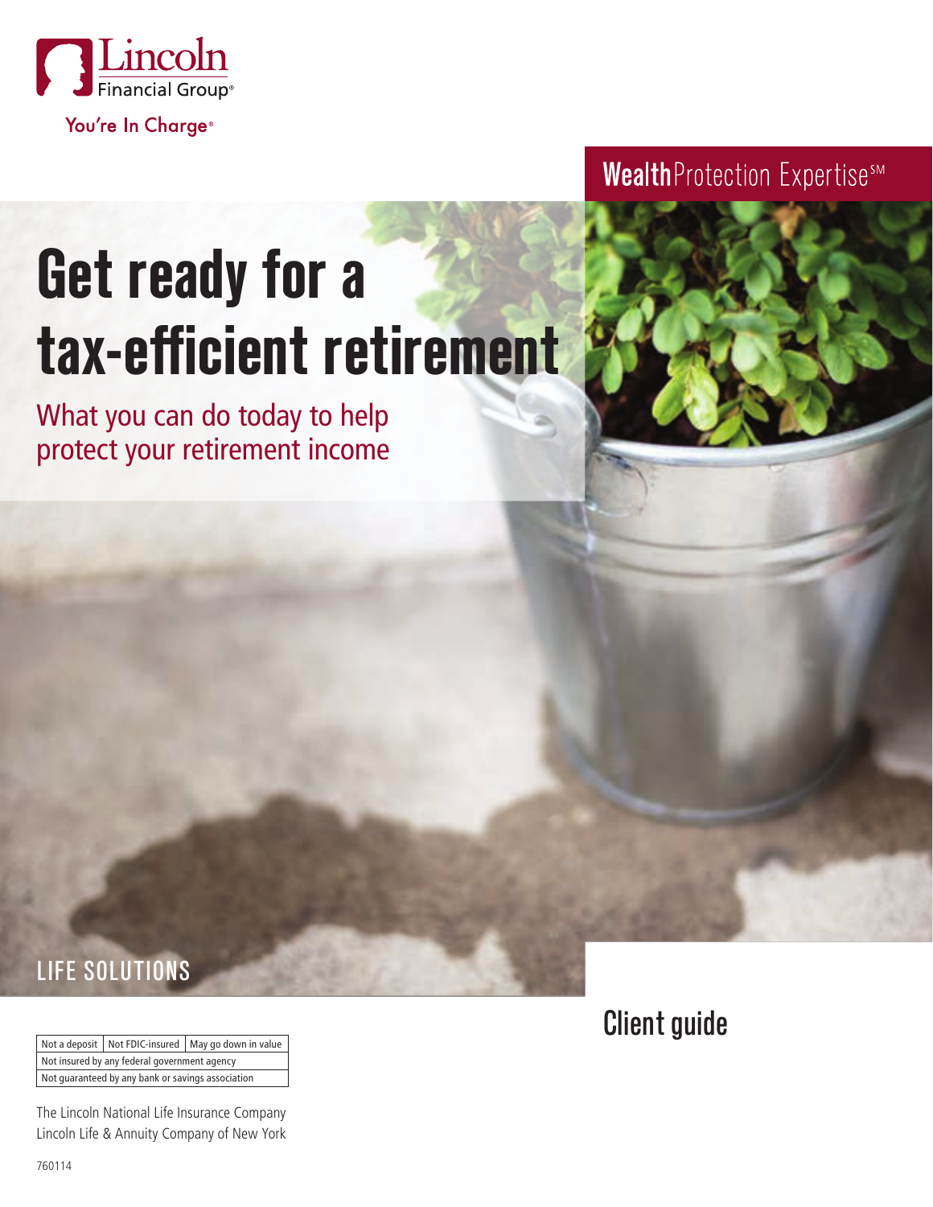Lincoln Financial Group®

You're In Charge®

**Wealth**Protection Expertise℠

# Get ready for a tax-efficient retirement

## What you can do today to help protect your retirement income

LIFE SOLUTIONS

## Client guide

| Not a deposit | Not FDIC-insured | May go down in value |
| --- | --- | --- |
| Not insured by any federal government agency | | |
| Not guaranteed by any bank or savings association | | |

The Lincoln National Life Insurance Company
Lincoln Life & Annuity Company of New York

760114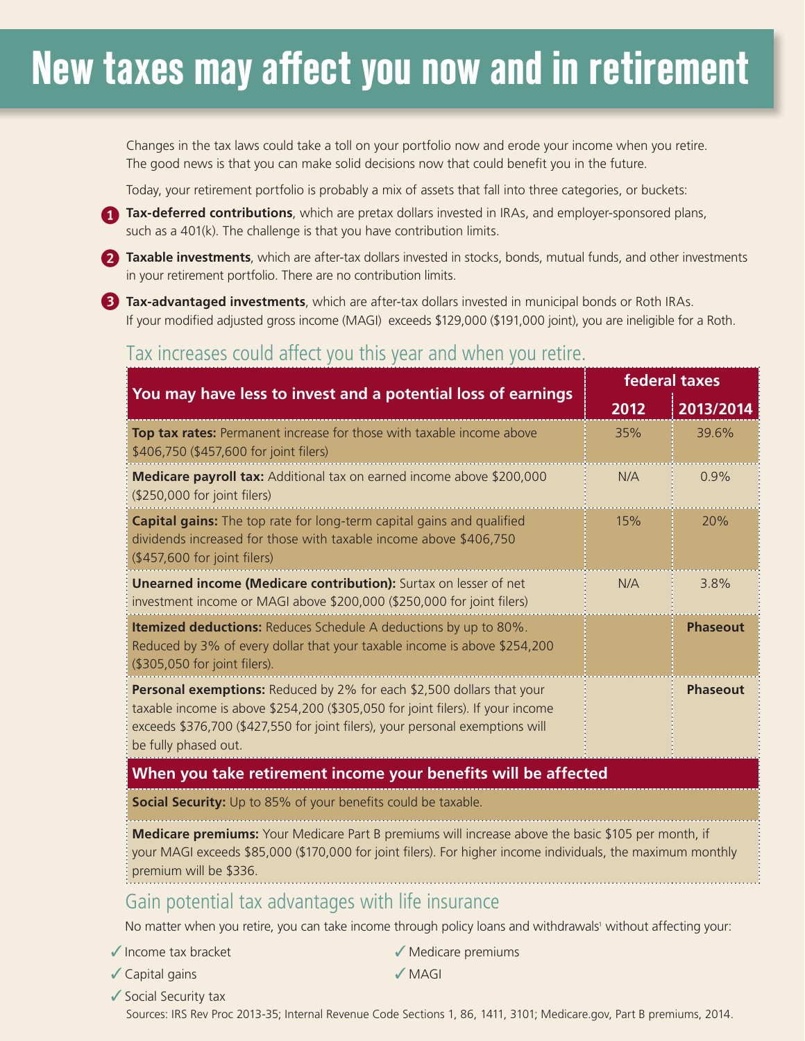# New taxes may affect you now and in retirement

Changes in the tax laws could take a toll on your portfolio now and erode your income when you retire. The good news is that you can make solid decisions now that could benefit you in the future.

Today, your retirement portfolio is probably a mix of assets that fall into three categories, or buckets:

1. **Tax-deferred contributions**, which are pretax dollars invested in IRAs, and employer-sponsored plans, such as a 401(k). The challenge is that you have contribution limits.
2. **Taxable investments**, which are after-tax dollars invested in stocks, bonds, mutual funds, and other investments in your retirement portfolio. There are no contribution limits.
3. **Tax-advantaged investments**, which are after-tax dollars invested in municipal bonds or Roth IRAs. If your modified adjusted gross income (MAGI) exceeds $129,000 ($191,000 joint), you are ineligible for a Roth.

## Tax increases could affect you this year and when you retire.

| You may have less to invest and a potential loss of earnings | federal taxes | |
|---|---|---|
| | **2012** | **2013/2014** |
| **Top tax rates:** Permanent increase for those with taxable income above $406,750 ($457,600 for joint filers) | 35% | 39.6% |
| **Medicare payroll tax:** Additional tax on earned income above $200,000 ($250,000 for joint filers) | N/A | 0.9% |
| **Capital gains:** The top rate for long-term capital gains and qualified dividends increased for those with taxable income above $406,750 ($457,600 for joint filers) | 15% | 20% |
| **Unearned income (Medicare contribution):** Surtax on lesser of net investment income or MAGI above $200,000 ($250,000 for joint filers) | N/A | 3.8% |
| **Itemized deductions:** Reduces Schedule A deductions by up to 80%. Reduced by 3% of every dollar that your taxable income is above $254,200 ($305,050 for joint filers). | | **Phaseout** |
| **Personal exemptions:** Reduced by 2% for each $2,500 dollars that your taxable income is above $254,200 ($305,050 for joint filers). If your income exceeds $376,700 ($427,550 for joint filers), your personal exemptions will be fully phased out. | | **Phaseout** |
| **When you take retirement income your benefits will be affected** | | |
| **Social Security:** Up to 85% of your benefits could be taxable. | | |
| **Medicare premiums:** Your Medicare Part B premiums will increase above the basic $105 per month, if your MAGI exceeds $85,000 ($170,000 for joint filers). For higher income individuals, the maximum monthly premium will be $336. | | |

## Gain potential tax advantages with life insurance

No matter when you retire, you can take income through policy loans and withdrawals[1] without affecting your:

- ✓ Income tax bracket
- ✓ Capital gains
- ✓ Social Security tax
- ✓ Medicare premiums
- ✓ MAGI

Sources: IRS Rev Proc 2013-35; Internal Revenue Code Sections 1, 86, 1411, 3101; Medicare.gov, Part B premiums, 2014.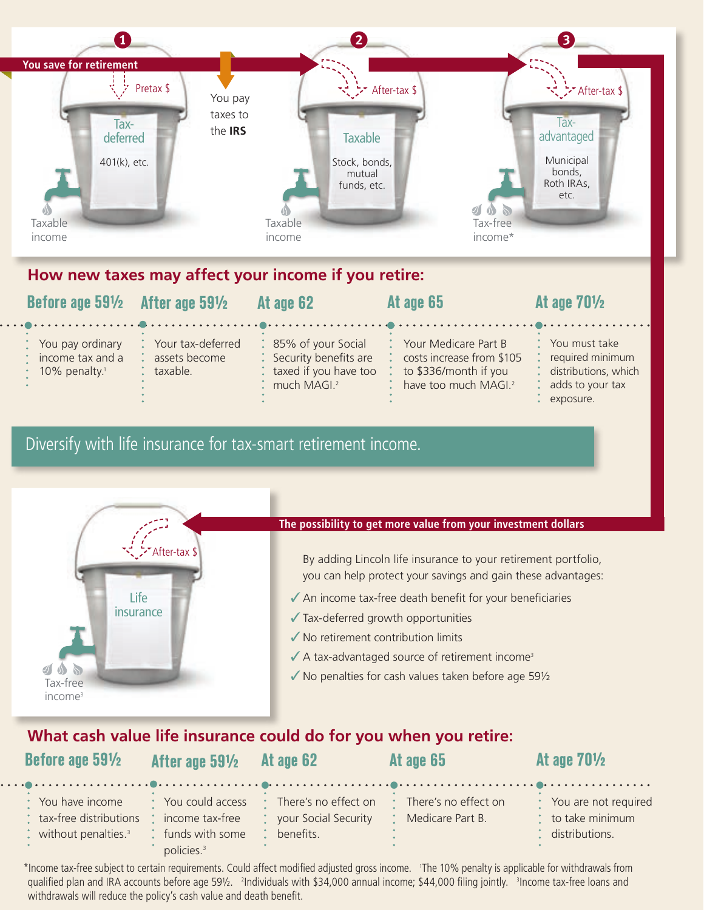**You save for retirement**

**1** — Pretax $ → **Tax-deferred** — 401(k), etc. — Taxable income

You pay taxes to the **IRS**

**2** — After-tax $ → **Taxable** — Stock, bonds, mutual funds, etc. — Taxable income

**3** — After-tax $ → **Tax-advantaged** — Municipal bonds, Roth IRAs, etc. — Tax-free income*

## How new taxes may affect your income if you retire:

| Before age 59½ | After age 59½ | At age 62 | At age 65 | At age 70½ |
|---|---|---|---|---|
| You pay ordinary income tax and a 10% penalty.[1] | Your tax-deferred assets become taxable. | 85% of your Social Security benefits are taxed if you have too much MAGI.[2] | Your Medicare Part B costs increase from $105 to $336/month if you have too much MAGI.[2] | You must take required minimum distributions, which adds to your tax exposure. |

## Diversify with life insurance for tax-smart retirement income.

**Life insurance** — After-tax $ — Tax-free income[3]

**The possibility to get more value from your investment dollars**

By adding Lincoln life insurance to your retirement portfolio, you can help protect your savings and gain these advantages:

- ✓ An income tax-free death benefit for your beneficiaries
- ✓ Tax-deferred growth opportunities
- ✓ No retirement contribution limits
- ✓ A tax-advantaged source of retirement income[3]
- ✓ No penalties for cash values taken before age 59½

## What cash value life insurance could do for you when you retire:

| Before age 59½ | After age 59½ | At age 62 | At age 65 | At age 70½ |
|---|---|---|---|---|
| You have income tax-free distributions without penalties.[3] | You could access income tax-free funds with some policies.[3] | There's no effect on your Social Security benefits. | There's no effect on Medicare Part B. | You are not required to take minimum distributions. |

*Income tax-free subject to certain requirements. Could affect modified adjusted gross income. [1]The 10% penalty is applicable for withdrawals from qualified plan and IRA accounts before age 59½. [2]Individuals with $34,000 annual income; $44,000 filing jointly. [3]Income tax-free loans and withdrawals will reduce the policy's cash value and death benefit.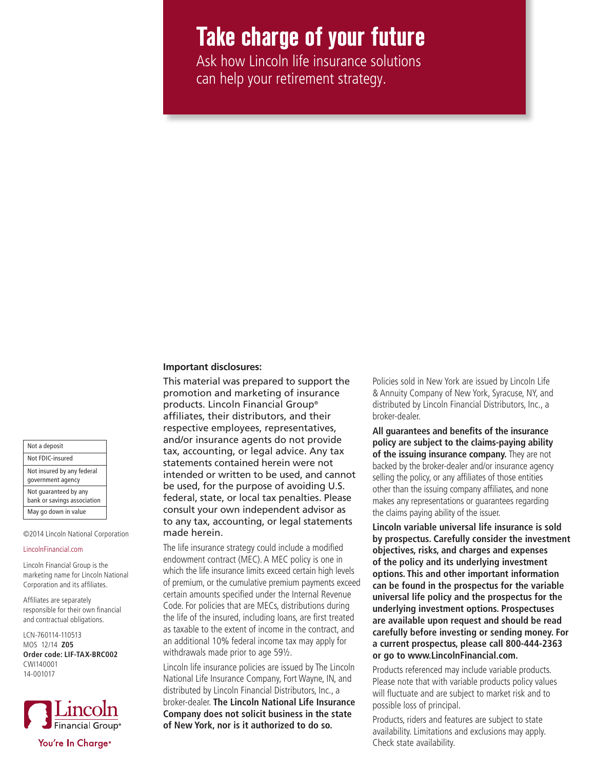# Take charge of your future

Ask how Lincoln life insurance solutions can help your retirement strategy.

| |
|---|
| Not a deposit |
| Not FDIC-insured |
| Not insured by any federal government agency |
| Not guaranteed by any bank or savings association |
| May go down in value |

©2014 Lincoln National Corporation

LincolnFinancial.com

Lincoln Financial Group is the marketing name for Lincoln National Corporation and its affiliates.

Affiliates are separately responsible for their own financial and contractual obligations.

LCN-760114-110513
MOS 12/14 **Z05**
**Order code: LIF-TAX-BRC002**
CWI140001
14-001017

Lincoln Financial Group®
You're In Charge®

**Important disclosures:**

This material was prepared to support the promotion and marketing of insurance products. Lincoln Financial Group® affiliates, their distributors, and their respective employees, representatives, and/or insurance agents do not provide tax, accounting, or legal advice. Any tax statements contained herein were not intended or written to be used, and cannot be used, for the purpose of avoiding U.S. federal, state, or local tax penalties. Please consult your own independent advisor as to any tax, accounting, or legal statements made herein.

The life insurance strategy could include a modified endowment contract (MEC). A MEC policy is one in which the life insurance limits exceed certain high levels of premium, or the cumulative premium payments exceed certain amounts specified under the Internal Revenue Code. For policies that are MECs, distributions during the life of the insured, including loans, are first treated as taxable to the extent of income in the contract, and an additional 10% federal income tax may apply for withdrawals made prior to age 59½.

Lincoln life insurance policies are issued by The Lincoln National Life Insurance Company, Fort Wayne, IN, and distributed by Lincoln Financial Distributors, Inc., a broker-dealer. **The Lincoln National Life Insurance Company does not solicit business in the state of New York, nor is it authorized to do so.**

Policies sold in New York are issued by Lincoln Life & Annuity Company of New York, Syracuse, NY, and distributed by Lincoln Financial Distributors, Inc., a broker-dealer.

**All guarantees and benefits of the insurance policy are subject to the claims-paying ability of the issuing insurance company.** They are not backed by the broker-dealer and/or insurance agency selling the policy, or any affiliates of those entities other than the issuing company affiliates, and none makes any representations or guarantees regarding the claims paying ability of the issuer.

**Lincoln variable universal life insurance is sold by prospectus. Carefully consider the investment objectives, risks, and charges and expenses of the policy and its underlying investment options. This and other important information can be found in the prospectus for the variable universal life policy and the prospectus for the underlying investment options. Prospectuses are available upon request and should be read carefully before investing or sending money. For a current prospectus, please call 800-444-2363 or go to www.LincolnFinancial.com.**

Products referenced may include variable products. Please note that with variable products policy values will fluctuate and are subject to market risk and to possible loss of principal.

Products, riders and features are subject to state availability. Limitations and exclusions may apply. Check state availability.